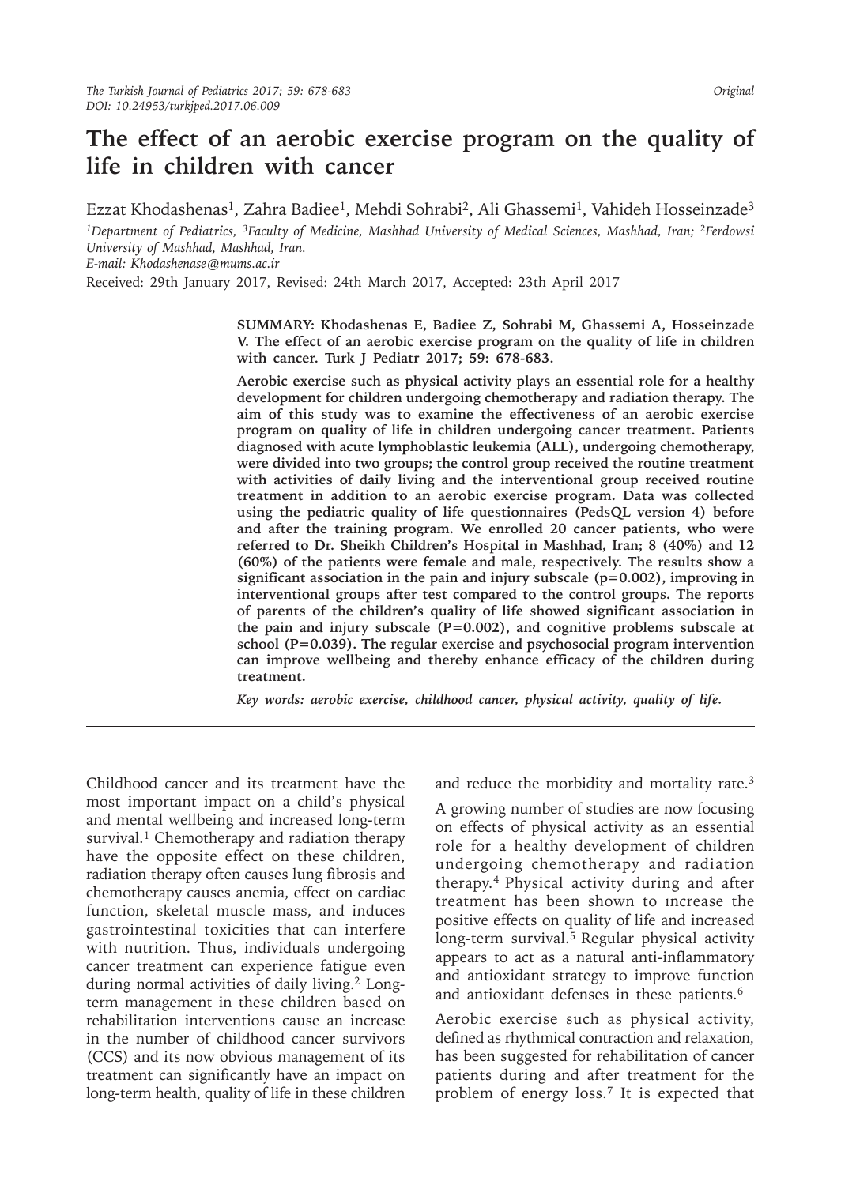*Original*

# The effect of an aerobic exercise program on the quality of life in children with cancer

Ezzat Khodashenas[1], Zahra Badiee[1], Mehdi Sohrabi[2], Ali Ghassemi[1], Vahideh Hosseinzade[3]

[1]*Department of Pediatrics,* [3]*Faculty of Medicine, Mashhad University of Medical Sciences, Mashhad, Iran;* [2]*Ferdowsi University of Mashhad, Mashhad, Iran.*
*E-mail: Khodashenase@mums.ac.ir*

Received: 29th January 2017, Revised: 24th March 2017, Accepted: 23th April 2017

**SUMMARY: Khodashenas E, Badiee Z, Sohrabi M, Ghassemi A, Hosseinzade V. The effect of an aerobic exercise program on the quality of life in children with cancer. Turk J Pediatr 2017; 59: 678-683.**

**Aerobic exercise such as physical activity plays an essential role for a healthy development for children undergoing chemotherapy and radiation therapy. The aim of this study was to examine the effectiveness of an aerobic exercise program on quality of life in children undergoing cancer treatment. Patients diagnosed with acute lymphoblastic leukemia (ALL), undergoing chemotherapy, were divided into two groups; the control group received the routine treatment with activities of daily living and the interventional group received routine treatment in addition to an aerobic exercise program. Data was collected using the pediatric quality of life questionnaires (PedsQL version 4) before and after the training program. We enrolled 20 cancer patients, who were referred to Dr. Sheikh Children's Hospital in Mashhad, Iran; 8 (40%) and 12 (60%) of the patients were female and male, respectively. The results show a significant association in the pain and injury subscale (p=0.002), improving in interventional groups after test compared to the control groups. The reports of parents of the children's quality of life showed significant association in the pain and injury subscale (P=0.002), and cognitive problems subscale at school (P=0.039). The regular exercise and psychosocial program intervention can improve wellbeing and thereby enhance efficacy of the children during treatment.**

***Key words:** aerobic exercise, childhood cancer, physical activity, quality of life.*

Childhood cancer and its treatment have the most important impact on a child's physical and mental wellbeing and increased long-term survival.[1] Chemotherapy and radiation therapy have the opposite effect on these children, radiation therapy often causes lung fibrosis and chemotherapy causes anemia, effect on cardiac function, skeletal muscle mass, and induces gastrointestinal toxicities that can interfere with nutrition. Thus, individuals undergoing cancer treatment can experience fatigue even during normal activities of daily living.[2] Long-term management in these children based on rehabilitation interventions cause an increase in the number of childhood cancer survivors (CCS) and its now obvious management of its treatment can significantly have an impact on long-term health, quality of life in these children and reduce the morbidity and mortality rate.[3]

A growing number of studies are now focusing on effects of physical activity as an essential role for a healthy development of children undergoing chemotherapy and radiation therapy.[4] Physical activity during and after treatment has been shown to ıncrease the positive effects on quality of life and increased long-term survival.[5] Regular physical activity appears to act as a natural anti-inflammatory and antioxidant strategy to improve function and antioxidant defenses in these patients.[6]

Aerobic exercise such as physical activity, defined as rhythmical contraction and relaxation, has been suggested for rehabilitation of cancer patients during and after treatment for the problem of energy loss.[7] It is expected that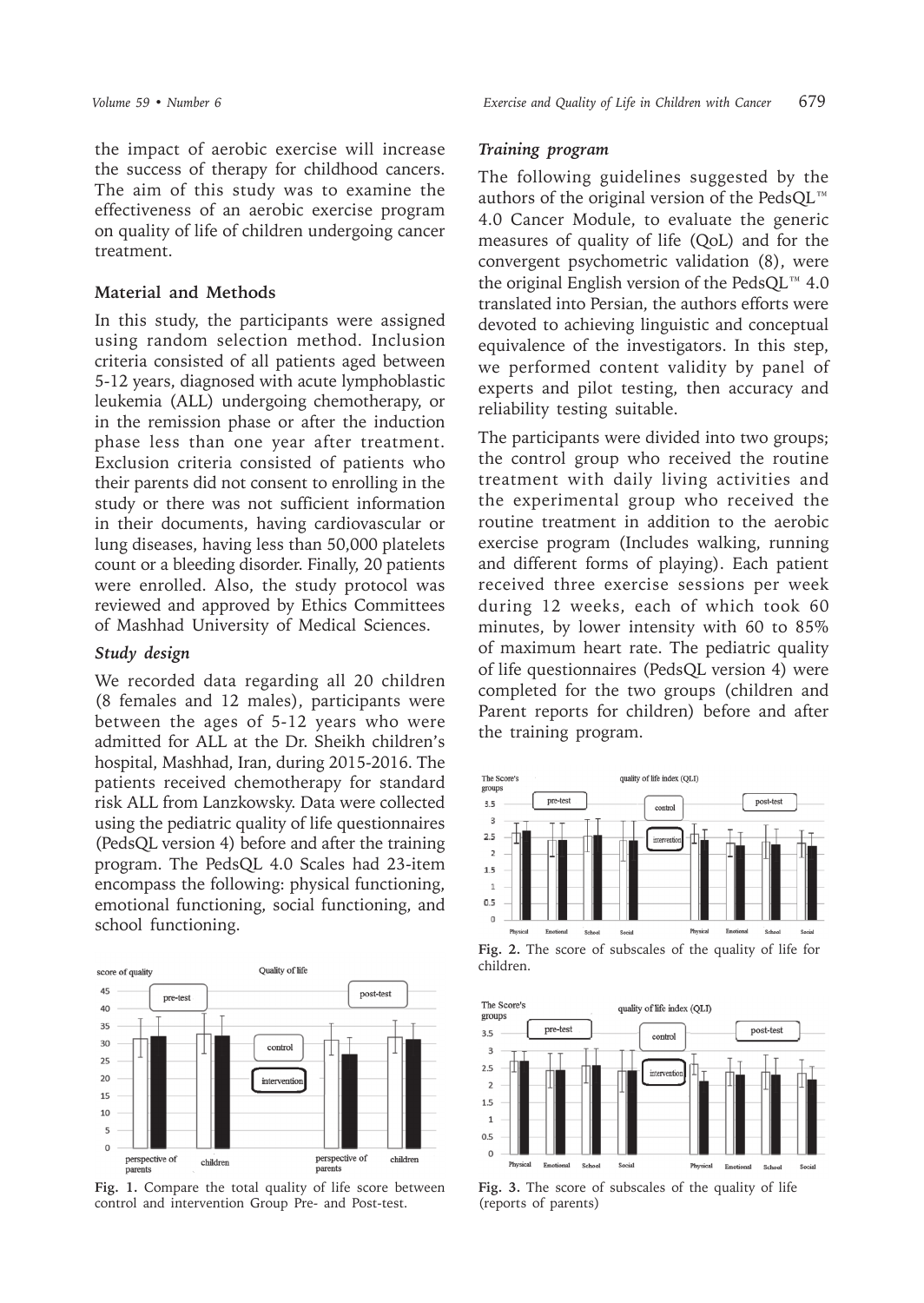the impact of aerobic exercise will increase the success of therapy for childhood cancers. The aim of this study was to examine the effectiveness of an aerobic exercise program on quality of life of children undergoing cancer treatment.

## Material and Methods

In this study, the participants were assigned using random selection method. Inclusion criteria consisted of all patients aged between 5-12 years, diagnosed with acute lymphoblastic leukemia (ALL) undergoing chemotherapy, or in the remission phase or after the induction phase less than one year after treatment. Exclusion criteria consisted of patients who their parents did not consent to enrolling in the study or there was not sufficient information in their documents, having cardiovascular or lung diseases, having less than 50,000 platelets count or a bleeding disorder. Finally, 20 patients were enrolled. Also, the study protocol was reviewed and approved by Ethics Committees of Mashhad University of Medical Sciences.

### *Study design*

We recorded data regarding all 20 children (8 females and 12 males), participants were between the ages of 5-12 years who were admitted for ALL at the Dr. Sheikh children's hospital, Mashhad, Iran, during 2015-2016. The patients received chemotherapy for standard risk ALL from Lanzkowsky. Data were collected using the pediatric quality of life questionnaires (PedsQL version 4) before and after the training program. The PedsQL 4.0 Scales had 23-item encompass the following: physical functioning, emotional functioning, social functioning, and school functioning.

Fig. 1. Compare the total quality of life score between control and intervention Group Pre- and Post-test.

### *Training program*

The following guidelines suggested by the authors of the original version of the PedsQL™ 4.0 Cancer Module, to evaluate the generic measures of quality of life (QoL) and for the convergent psychometric validation (8), were the original English version of the PedsQL™ 4.0 translated into Persian, the authors efforts were devoted to achieving linguistic and conceptual equivalence of the investigators. In this step, we performed content validity by panel of experts and pilot testing, then accuracy and reliability testing suitable.

The participants were divided into two groups; the control group who received the routine treatment with daily living activities and the experimental group who received the routine treatment in addition to the aerobic exercise program (Includes walking, running and different forms of playing). Each patient received three exercise sessions per week during 12 weeks, each of which took 60 minutes, by lower intensity with 60 to 85% of maximum heart rate. The pediatric quality of life questionnaires (PedsQL version 4) were completed for the two groups (children and Parent reports for children) before and after the training program.

Fig. 2. The score of subscales of the quality of life for children.

Fig. 3. The score of subscales of the quality of life (reports of parents)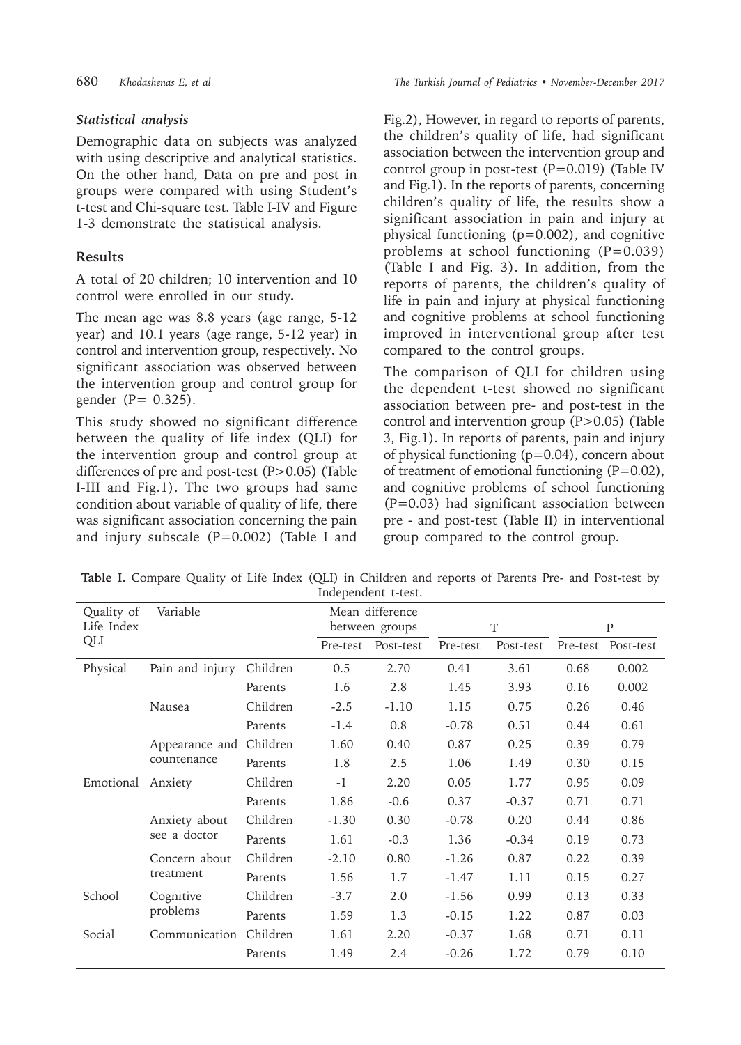### *Statistical analysis*

Demographic data on subjects was analyzed with using descriptive and analytical statistics. On the other hand, Data on pre and post in groups were compared with using Student's t-test and Chi-square test. Table I-IV and Figure 1-3 demonstrate the statistical analysis.

## Results

A total of 20 children; 10 intervention and 10 control were enrolled in our study**.**

The mean age was 8.8 years (age range, 5-12 year) and 10.1 years (age range, 5-12 year) in control and intervention group, respectively**.** No significant association was observed between the intervention group and control group for gender (P= 0.325).

This study showed no significant difference between the quality of life index (QLI) for the intervention group and control group at differences of pre and post-test (P>0.05) (Table I-III and Fig.1). The two groups had same condition about variable of quality of life, there was significant association concerning the pain and injury subscale (P=0.002) (Table I and Fig.2), However, in regard to reports of parents, the children's quality of life, had significant association between the intervention group and control group in post-test (P=0.019) (Table IV and Fig.1). In the reports of parents, concerning children's quality of life, the results show a significant association in pain and injury at physical functioning (p=0.002), and cognitive problems at school functioning (P=0.039) (Table I and Fig. 3). In addition, from the reports of parents, the children's quality of life in pain and injury at physical functioning and cognitive problems at school functioning improved in interventional group after test compared to the control groups.

The comparison of QLI for children using the dependent t-test showed no significant association between pre- and post-test in the control and intervention group (P>0.05) (Table 3, Fig.1). In reports of parents, pain and injury of physical functioning (p=0.04), concern about of treatment of emotional functioning (P=0.02), and cognitive problems of school functioning (P=0.03) had significant association between pre - and post-test (Table II) in interventional group compared to the control group.

**Table I.** Compare Quality of Life Index (QLI) in Children and reports of Parents Pre- and Post-test by Independent t-test.

| Quality of Life Index QLI | Variable | | Mean difference between groups | | T | | P | |
|---|---|---|---|---|---|---|---|---|
| | | | Pre-test | Post-test | Pre-test | Post-test | Pre-test | Post-test |
| Physical | Pain and injury | Children | 0.5 | 2.70 | 0.41 | 3.61 | 0.68 | 0.002 |
| | | Parents | 1.6 | 2.8 | 1.45 | 3.93 | 0.16 | 0.002 |
| | Nausea | Children | -2.5 | -1.10 | 1.15 | 0.75 | 0.26 | 0.46 |
| | | Parents | -1.4 | 0.8 | -0.78 | 0.51 | 0.44 | 0.61 |
| | Appearance and countenance | Children | 1.60 | 0.40 | 0.87 | 0.25 | 0.39 | 0.79 |
| | | Parents | 1.8 | 2.5 | 1.06 | 1.49 | 0.30 | 0.15 |
| Emotional | Anxiety | Children | -1 | 2.20 | 0.05 | 1.77 | 0.95 | 0.09 |
| | | Parents | 1.86 | -0.6 | 0.37 | -0.37 | 0.71 | 0.71 |
| | Anxiety about see a doctor | Children | -1.30 | 0.30 | -0.78 | 0.20 | 0.44 | 0.86 |
| | | Parents | 1.61 | -0.3 | 1.36 | -0.34 | 0.19 | 0.73 |
| | Concern about treatment | Children | -2.10 | 0.80 | -1.26 | 0.87 | 0.22 | 0.39 |
| | | Parents | 1.56 | 1.7 | -1.47 | 1.11 | 0.15 | 0.27 |
| School | Cognitive problems | Children | -3.7 | 2.0 | -1.56 | 0.99 | 0.13 | 0.33 |
| | | Parents | 1.59 | 1.3 | -0.15 | 1.22 | 0.87 | 0.03 |
| Social | Communication | Children | 1.61 | 2.20 | -0.37 | 1.68 | 0.71 | 0.11 |
| | | Parents | 1.49 | 2.4 | -0.26 | 1.72 | 0.79 | 0.10 |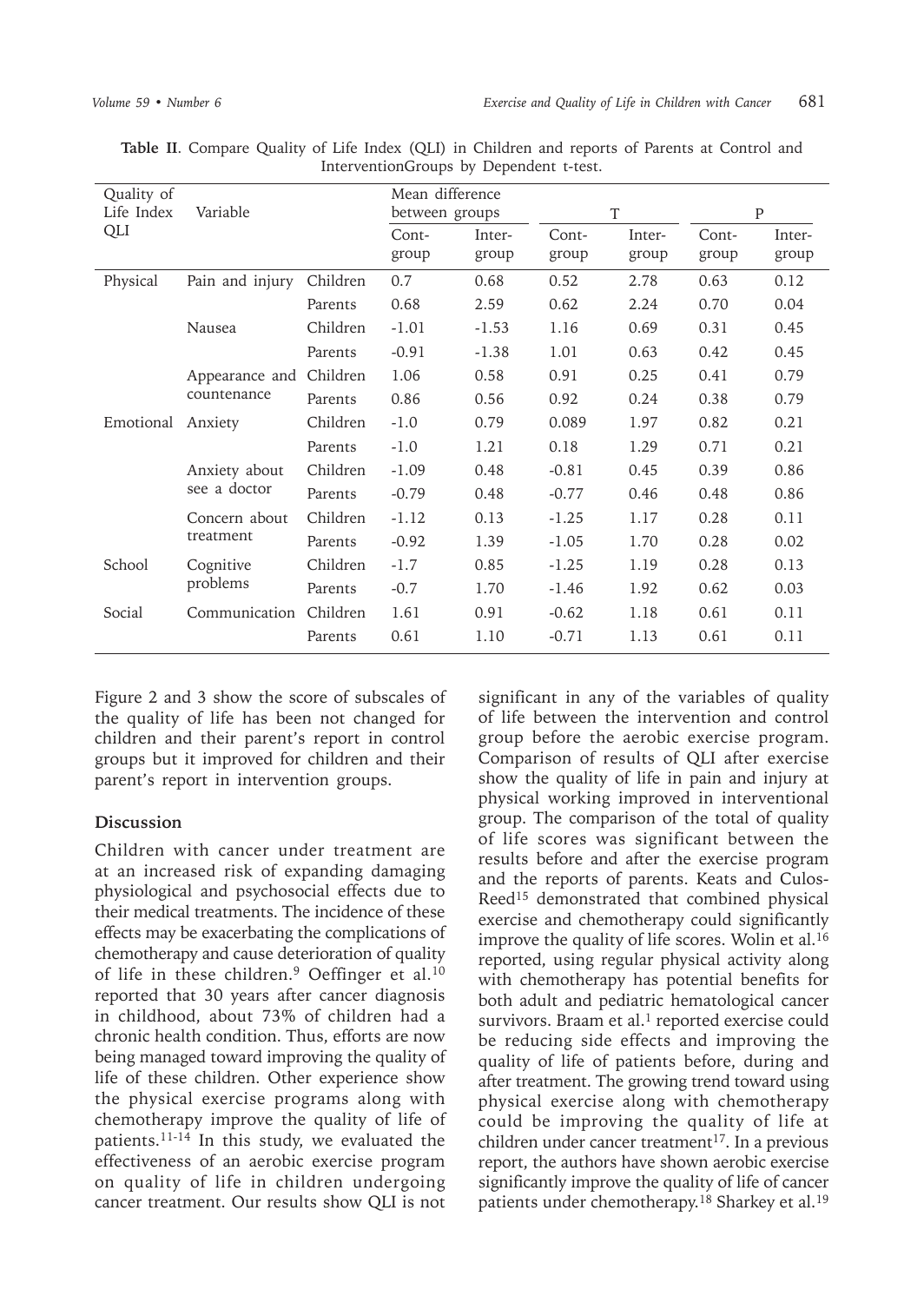**Table II**. Compare Quality of Life Index (QLI) in Children and reports of Parents at Control and InterventionGroups by Dependent t-test.

| Quality of Life Index QLI | Variable | | Mean difference between groups | | T | | P | |
|---|---|---|---|---|---|---|---|---|
| | | | Cont-group | Inter-group | Cont-group | Inter-group | Cont-group | Inter-group |
| Physical | Pain and injury | Children | 0.7 | 0.68 | 0.52 | 2.78 | 0.63 | 0.12 |
| | | Parents | 0.68 | 2.59 | 0.62 | 2.24 | 0.70 | 0.04 |
| | Nausea | Children | -1.01 | -1.53 | 1.16 | 0.69 | 0.31 | 0.45 |
| | | Parents | -0.91 | -1.38 | 1.01 | 0.63 | 0.42 | 0.45 |
| | Appearance and countenance | Children | 1.06 | 0.58 | 0.91 | 0.25 | 0.41 | 0.79 |
| | | Parents | 0.86 | 0.56 | 0.92 | 0.24 | 0.38 | 0.79 |
| Emotional | Anxiety | Children | -1.0 | 0.79 | 0.089 | 1.97 | 0.82 | 0.21 |
| | | Parents | -1.0 | 1.21 | 0.18 | 1.29 | 0.71 | 0.21 |
| | Anxiety about see a doctor | Children | -1.09 | 0.48 | -0.81 | 0.45 | 0.39 | 0.86 |
| | | Parents | -0.79 | 0.48 | -0.77 | 0.46 | 0.48 | 0.86 |
| | Concern about treatment | Children | -1.12 | 0.13 | -1.25 | 1.17 | 0.28 | 0.11 |
| | | Parents | -0.92 | 1.39 | -1.05 | 1.70 | 0.28 | 0.02 |
| School | Cognitive problems | Children | -1.7 | 0.85 | -1.25 | 1.19 | 0.28 | 0.13 |
| | | Parents | -0.7 | 1.70 | -1.46 | 1.92 | 0.62 | 0.03 |
| Social | Communication | Children | 1.61 | 0.91 | -0.62 | 1.18 | 0.61 | 0.11 |
| | | Parents | 0.61 | 1.10 | -0.71 | 1.13 | 0.61 | 0.11 |

Figure 2 and 3 show the score of subscales of the quality of life has been not changed for children and their parent's report in control groups but it improved for children and their parent's report in intervention groups.

## Discussion

Children with cancer under treatment are at an increased risk of expanding damaging physiological and psychosocial effects due to their medical treatments. The incidence of these effects may be exacerbating the complications of chemotherapy and cause deterioration of quality of life in these children.[9] Oeffinger et al.[10] reported that 30 years after cancer diagnosis in childhood, about 73% of children had a chronic health condition. Thus, efforts are now being managed toward improving the quality of life of these children. Other experience show the physical exercise programs along with chemotherapy improve the quality of life of patients.[11-14] In this study, we evaluated the effectiveness of an aerobic exercise program on quality of life in children undergoing cancer treatment. Our results show QLI is not significant in any of the variables of quality of life between the intervention and control group before the aerobic exercise program. Comparison of results of QLI after exercise show the quality of life in pain and injury at physical working improved in interventional group. The comparison of the total of quality of life scores was significant between the results before and after the exercise program and the reports of parents. Keats and Culos-Reed[15] demonstrated that combined physical exercise and chemotherapy could significantly improve the quality of life scores. Wolin et al.[16] reported, using regular physical activity along with chemotherapy has potential benefits for both adult and pediatric hematological cancer survivors. Braam et al.[1] reported exercise could be reducing side effects and improving the quality of life of patients before, during and after treatment. The growing trend toward using physical exercise along with chemotherapy could be improving the quality of life at children under cancer treatment[17]. In a previous report, the authors have shown aerobic exercise significantly improve the quality of life of cancer patients under chemotherapy.[18] Sharkey et al.[19]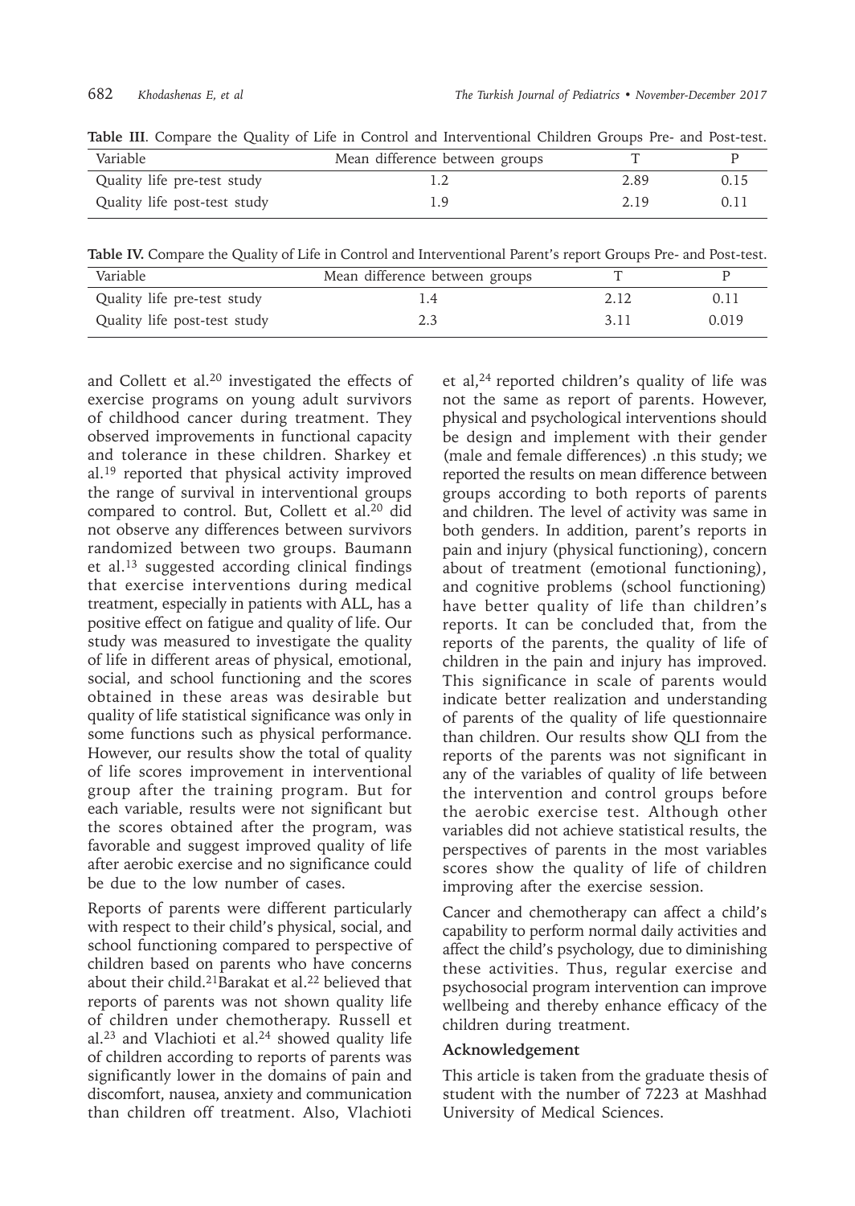**Table III**. Compare the Quality of Life in Control and Interventional Children Groups Pre- and Post-test.

| Variable | Mean difference between groups | T | P |
|---|---|---|---|
| Quality life pre-test study | 1.2 | 2.89 | 0.15 |
| Quality life post-test study | 1.9 | 2.19 | 0.11 |

**Table IV.** Compare the Quality of Life in Control and Interventional Parent's report Groups Pre- and Post-test.

| Variable | Mean difference between groups | T | P |
|---|---|---|---|
| Quality life pre-test study | 1.4 | 2.12 | 0.11 |
| Quality life post-test study | 2.3 | 3.11 | 0.019 |

and Collett et al.[20] investigated the effects of exercise programs on young adult survivors of childhood cancer during treatment. They observed improvements in functional capacity and tolerance in these children. Sharkey et al.[19] reported that physical activity improved the range of survival in interventional groups compared to control. But, Collett et al.[20] did not observe any differences between survivors randomized between two groups. Baumann et al.[13] suggested according clinical findings that exercise interventions during medical treatment, especially in patients with ALL, has a positive effect on fatigue and quality of life. Our study was measured to investigate the quality of life in different areas of physical, emotional, social, and school functioning and the scores obtained in these areas was desirable but quality of life statistical significance was only in some functions such as physical performance. However, our results show the total of quality of life scores improvement in interventional group after the training program. But for each variable, results were not significant but the scores obtained after the program, was favorable and suggest improved quality of life after aerobic exercise and no significance could be due to the low number of cases.

Reports of parents were different particularly with respect to their child's physical, social, and school functioning compared to perspective of children based on parents who have concerns about their child.[21]Barakat et al.[22] believed that reports of parents was not shown quality life of children under chemotherapy. Russell et al.[23] and Vlachioti et al.[24] showed quality life of children according to reports of parents was significantly lower in the domains of pain and discomfort, nausea, anxiety and communication than children off treatment. Also, Vlachioti et al,[24] reported children's quality of life was not the same as report of parents. However, physical and psychological interventions should be design and implement with their gender (male and female differences) .n this study; we reported the results on mean difference between groups according to both reports of parents and children. The level of activity was same in both genders. In addition, parent's reports in pain and injury (physical functioning), concern about of treatment (emotional functioning), and cognitive problems (school functioning) have better quality of life than children's reports. It can be concluded that, from the reports of the parents, the quality of life of children in the pain and injury has improved. This significance in scale of parents would indicate better realization and understanding of parents of the quality of life questionnaire than children. Our results show QLI from the reports of the parents was not significant in any of the variables of quality of life between the intervention and control groups before the aerobic exercise test. Although other variables did not achieve statistical results, the perspectives of parents in the most variables scores show the quality of life of children improving after the exercise session.

Cancer and chemotherapy can affect a child's capability to perform normal daily activities and affect the child's psychology, due to diminishing these activities. Thus, regular exercise and psychosocial program intervention can improve wellbeing and thereby enhance efficacy of the children during treatment.

## Acknowledgement

This article is taken from the graduate thesis of student with the number of 7223 at Mashhad University of Medical Sciences.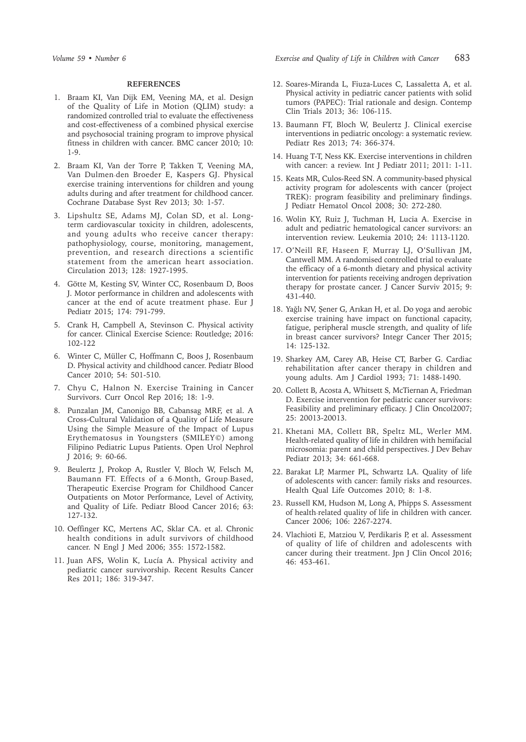## REFERENCES

1. Braam KI, Van Dijk EM, Veening MA, et al. Design of the Quality of Life in Motion (QLIM) study: a randomized controlled trial to evaluate the effectiveness and cost-effectiveness of a combined physical exercise and psychosocial training program to improve physical fitness in children with cancer. BMC cancer 2010; 10: 1-9.
2. Braam KI, Van der Torre P, Takken T, Veening MA, Van Dulmen-den Broeder E, Kaspers GJ. Physical exercise training interventions for children and young adults during and after treatment for childhood cancer. Cochrane Database Syst Rev 2013; 30: 1-57.
3. Lipshultz SE, Adams MJ, Colan SD, et al. Long-term cardiovascular toxicity in children, adolescents, and young adults who receive cancer therapy: pathophysiology, course, monitoring, management, prevention, and research directions a scientific statement from the american heart association. Circulation 2013; 128: 1927-1995.
4. Götte M, Kesting SV, Winter CC, Rosenbaum D, Boos J. Motor performance in children and adolescents with cancer at the end of acute treatment phase. Eur J Pediatr 2015; 174: 791-799.
5. Crank H, Campbell A, Stevinson C. Physical activity for cancer. Clinical Exercise Science: Routledge; 2016: 102-122
6. Winter C, Müller C, Hoffmann C, Boos J, Rosenbaum D. Physical activity and childhood cancer. Pediatr Blood Cancer 2010; 54: 501-510.
7. Chyu C, Halnon N. Exercise Training in Cancer Survivors. Curr Oncol Rep 2016; 18: 1-9.
8. Punzalan JM, Canonigo BB, Cabansag MRF, et al. A Cross-Cultural Validation of a Quality of Life Measure Using the Simple Measure of the Impact of Lupus Erythematosus in Youngsters (SMILEY©) among Filipino Pediatric Lupus Patients. Open Urol Nephrol J 2016; 9: 60-66.
9. Beulertz J, Prokop A, Rustler V, Bloch W, Felsch M, Baumann FT. Effects of a 6-Month, Group-Based, Therapeutic Exercise Program for Childhood Cancer Outpatients on Motor Performance, Level of Activity, and Quality of Life. Pediatr Blood Cancer 2016; 63: 127-132.
10. Oeffinger KC, Mertens AC, Sklar CA. et al. Chronic health conditions in adult survivors of childhood cancer. N Engl J Med 2006; 355: 1572-1582.
11. Juan AFS, Wolin K, Lucía A. Physical activity and pediatric cancer survivorship. Recent Results Cancer Res 2011; 186: 319-347.
12. Soares-Miranda L, Fiuza-Luces C, Lassaletta A, et al. Physical activity in pediatric cancer patients with solid tumors (PAPEC): Trial rationale and design. Contemp Clin Trials 2013; 36: 106-115.
13. Baumann FT, Bloch W, Beulertz J. Clinical exercise interventions in pediatric oncology: a systematic review. Pediatr Res 2013; 74: 366-374.
14. Huang T-T, Ness KK. Exercise interventions in children with cancer: a review. Int J Pediatr 2011; 2011: 1-11.
15. Keats MR, Culos-Reed SN. A community-based physical activity program for adolescents with cancer (project TREK): program feasibility and preliminary findings. J Pediatr Hematol Oncol 2008; 30: 272-280.
16. Wolin KY, Ruiz J, Tuchman H, Lucia A. Exercise in adult and pediatric hematological cancer survivors: an intervention review. Leukemia 2010; 24: 1113-1120.
17. O'Neill RF, Haseen F, Murray LJ, O'Sullivan JM, Cantwell MM. A randomised controlled trial to evaluate the efficacy of a 6-month dietary and physical activity intervention for patients receiving androgen deprivation therapy for prostate cancer. J Cancer Surviv 2015; 9: 431-440.
18. Yağlı NV, Şener G, Arıkan H, et al. Do yoga and aerobic exercise training have impact on functional capacity, fatigue, peripheral muscle strength, and quality of life in breast cancer survivors? Integr Cancer Ther 2015; 14: 125-132.
19. Sharkey AM, Carey AB, Heise CT, Barber G. Cardiac rehabilitation after cancer therapy in children and young adults. Am J Cardiol 1993; 71: 1488-1490.
20. Collett B, Acosta A, Whitsett S, McTiernan A, Friedman D. Exercise intervention for pediatric cancer survivors: Feasibility and preliminary efficacy. J Clin Oncol2007; 25: 20013-20013.
21. Khetani MA, Collett BR, Speltz ML, Werler MM. Health-related quality of life in children with hemifacial microsomia: parent and child perspectives. J Dev Behav Pediatr 2013; 34: 661-668.
22. Barakat LP, Marmer PL, Schwartz LA. Quality of life of adolescents with cancer: family risks and resources. Health Qual Life Outcomes 2010; 8: 1-8.
23. Russell KM, Hudson M, Long A, Phipps S. Assessment of health-related quality of life in children with cancer. Cancer 2006; 106: 2267-2274.
24. Vlachioti E, Matziou V, Perdikaris P, et al. Assessment of quality of life of children and adolescents with cancer during their treatment. Jpn J Clin Oncol 2016; 46: 453-461.